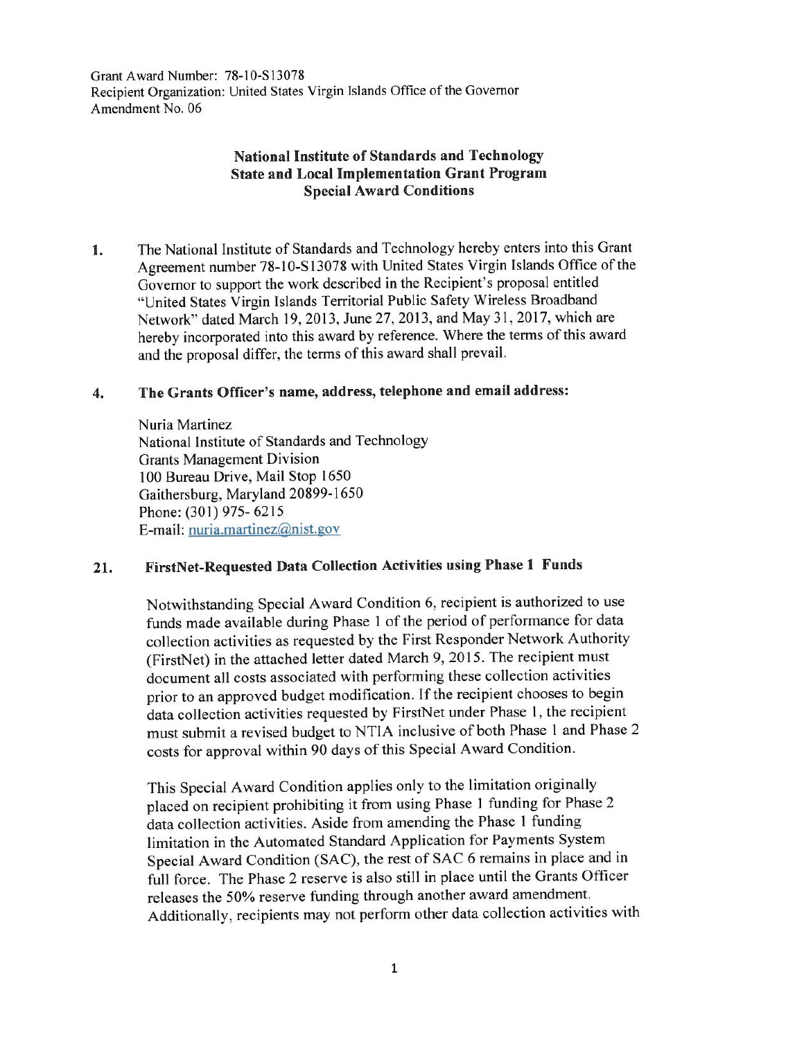Grant Award Number: 78-10-S13078
Recipient Organization: United States Virgin Islands Office of the Governor
Amendment No. 06

**National Institute of Standards and Technology**
**State and Local Implementation Grant Program**
**Special Award Conditions**

1. The National Institute of Standards and Technology hereby enters into this Grant Agreement number 78-10-S13078 with United States Virgin Islands Office of the Governor to support the work described in the Recipient's proposal entitled "United States Virgin Islands Territorial Public Safety Wireless Broadband Network" dated March 19, 2013, June 27, 2013, and May 31, 2017, which are hereby incorporated into this award by reference. Where the terms of this award and the proposal differ, the terms of this award shall prevail.

4. **The Grants Officer's name, address, telephone and email address:**

   Nuria Martinez
   National Institute of Standards and Technology
   Grants Management Division
   100 Bureau Drive, Mail Stop 1650
   Gaithersburg, Maryland 20899-1650
   Phone: (301) 975- 6215
   E-mail: nuria.martinez@nist.gov

21. **FirstNet-Requested Data Collection Activities using Phase 1 Funds**

   Notwithstanding Special Award Condition 6, recipient is authorized to use funds made available during Phase 1 of the period of performance for data collection activities as requested by the First Responder Network Authority (FirstNet) in the attached letter dated March 9, 2015. The recipient must document all costs associated with performing these collection activities prior to an approved budget modification. If the recipient chooses to begin data collection activities requested by FirstNet under Phase 1, the recipient must submit a revised budget to NTIA inclusive of both Phase 1 and Phase 2 costs for approval within 90 days of this Special Award Condition.

   This Special Award Condition applies only to the limitation originally placed on recipient prohibiting it from using Phase 1 funding for Phase 2 data collection activities. Aside from amending the Phase 1 funding limitation in the Automated Standard Application for Payments System Special Award Condition (SAC), the rest of SAC 6 remains in place and in full force. The Phase 2 reserve is also still in place until the Grants Officer releases the 50% reserve funding through another award amendment. Additionally, recipients may not perform other data collection activities with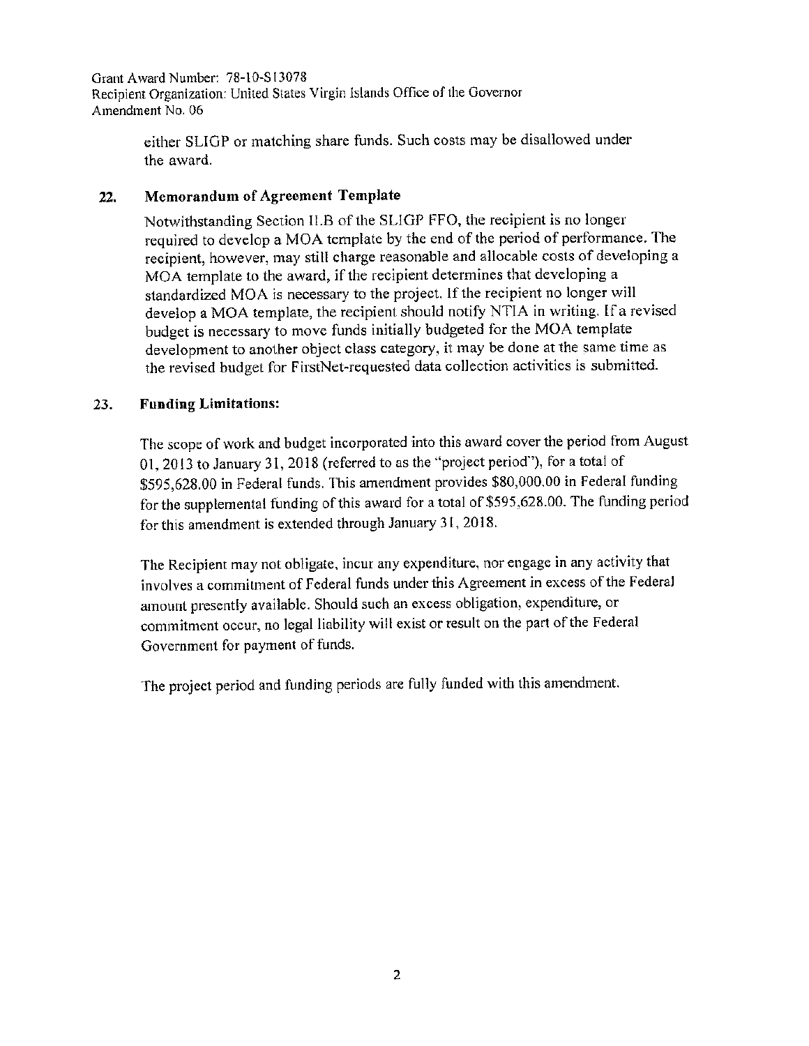either SLIGP or matching share funds. Such costs may be disallowed under the award.

**22. Memorandum of Agreement Template**

Notwithstanding Section II.B of the SLIGP FFO, the recipient is no longer required to develop a MOA template by the end of the period of performance. The recipient, however, may still charge reasonable and allocable costs of developing a MOA template to the award, if the recipient determines that developing a standardized MOA is necessary to the project. If the recipient no longer will develop a MOA template, the recipient should notify NTIA in writing. If a revised budget is necessary to move funds initially budgeted for the MOA template development to another object class category, it may be done at the same time as the revised budget for FirstNet-requested data collection activities is submitted.

**23. Funding Limitations:**

The scope of work and budget incorporated into this award cover the period from August 01, 2013 to January 31, 2018 (referred to as the "project period"), for a total of $595,628.00 in Federal funds. This amendment provides $80,000.00 in Federal funding for the supplemental funding of this award for a total of $595,628.00. The funding period for this amendment is extended through January 31, 2018.

The Recipient may not obligate, incur any expenditure, nor engage in any activity that involves a commitment of Federal funds under this Agreement in excess of the Federal amount presently available. Should such an excess obligation, expenditure, or commitment occur, no legal liability will exist or result on the part of the Federal Government for payment of funds.

The project period and funding periods are fully funded with this amendment.